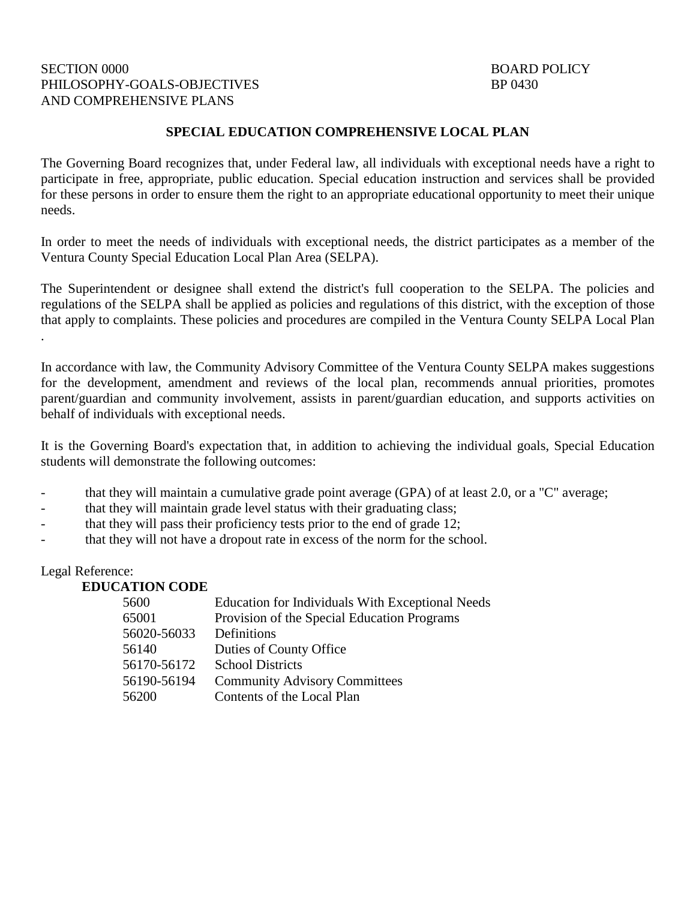SECTION 0000 
PHILOSOPHY-GOALS-OBJECTIVES 
AND COMPREHENSIVE PLANS

BOARD POLICY 
BP 0430

## SPECIAL EDUCATION COMPREHENSIVE LOCAL PLAN

The Governing Board recognizes that, under Federal law, all individuals with exceptional needs have a right to participate in free, appropriate, public education. Special education instruction and services shall be provided for these persons in order to ensure them the right to an appropriate educational opportunity to meet their unique needs.

In order to meet the needs of individuals with exceptional needs, the district participates as a member of the Ventura County Special Education Local Plan Area (SELPA).

The Superintendent or designee shall extend the district's full cooperation to the SELPA. The policies and regulations of the SELPA shall be applied as policies and regulations of this district, with the exception of those that apply to complaints. These policies and procedures are compiled in the Ventura County SELPA Local Plan .

In accordance with law, the Community Advisory Committee of the Ventura County SELPA makes suggestions for the development, amendment and reviews of the local plan, recommends annual priorities, promotes parent/guardian and community involvement, assists in parent/guardian education, and supports activities on behalf of individuals with exceptional needs.

It is the Governing Board's expectation that, in addition to achieving the individual goals, Special Education students will demonstrate the following outcomes:

- that they will maintain a cumulative grade point average (GPA) of at least 2.0, or a "C" average;
- that they will maintain grade level status with their graduating class;
- that they will pass their proficiency tests prior to the end of grade 12;
- that they will not have a dropout rate in excess of the norm for the school.

Legal Reference:

**EDUCATION CODE**

| | |
|---|---|
| 5600 | Education for Individuals With Exceptional Needs |
| 65001 | Provision of the Special Education Programs |
| 56020-56033 | Definitions |
| 56140 | Duties of County Office |
| 56170-56172 | School Districts |
| 56190-56194 | Community Advisory Committees |
| 56200 | Contents of the Local Plan |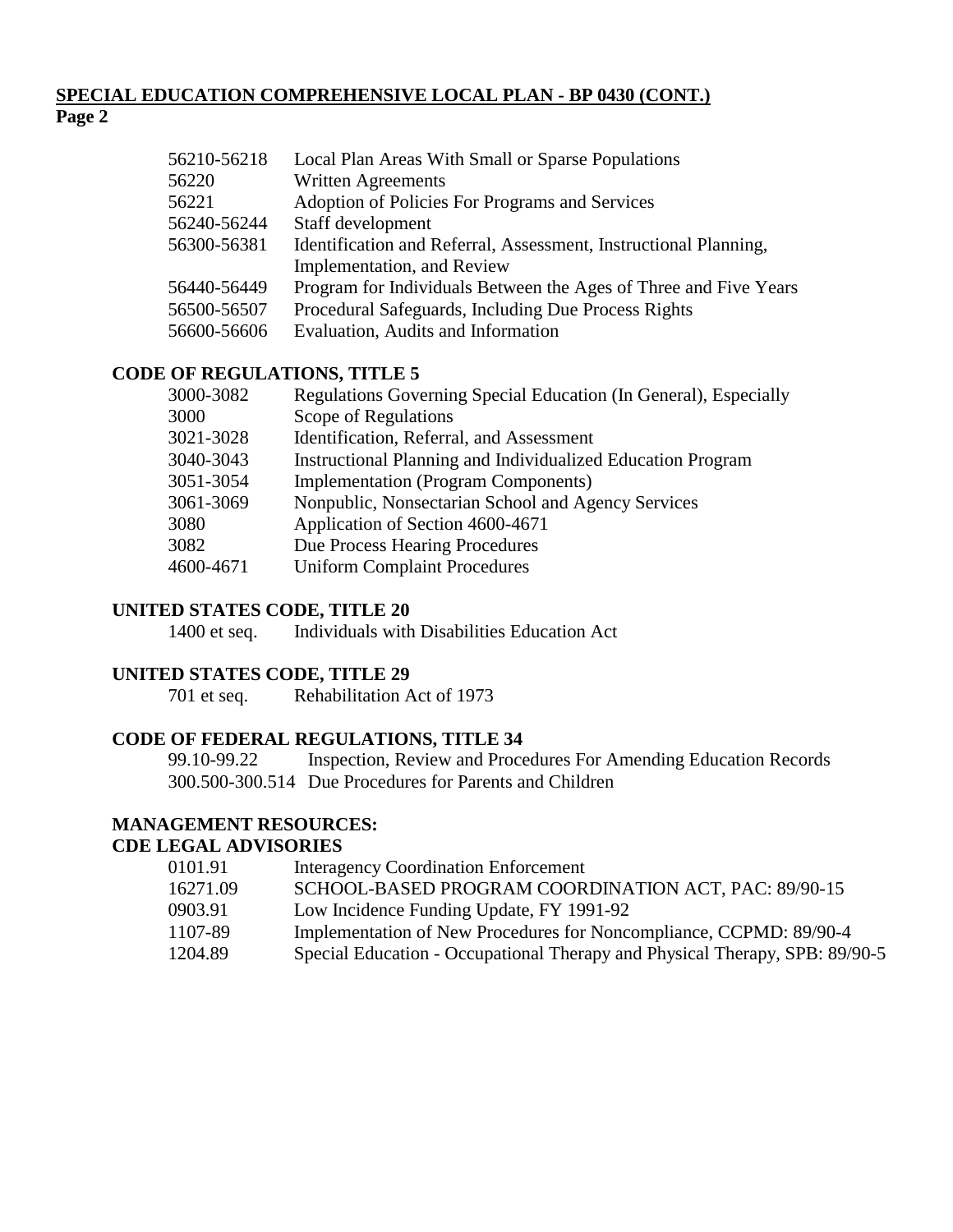**SPECIAL EDUCATION COMPREHENSIVE LOCAL PLAN - BP 0430 (CONT.)**
**Page 2**

| | |
|---|---|
| 56210-56218 | Local Plan Areas With Small or Sparse Populations |
| 56220 | Written Agreements |
| 56221 | Adoption of Policies For Programs and Services |
| 56240-56244 | Staff development |
| 56300-56381 | Identification and Referral, Assessment, Instructional Planning, Implementation, and Review |
| 56440-56449 | Program for Individuals Between the Ages of Three and Five Years |
| 56500-56507 | Procedural Safeguards, Including Due Process Rights |
| 56600-56606 | Evaluation, Audits and Information |

**CODE OF REGULATIONS, TITLE 5**

| | |
|---|---|
| 3000-3082 | Regulations Governing Special Education (In General), Especially |
| 3000 | Scope of Regulations |
| 3021-3028 | Identification, Referral, and Assessment |
| 3040-3043 | Instructional Planning and Individualized Education Program |
| 3051-3054 | Implementation (Program Components) |
| 3061-3069 | Nonpublic, Nonsectarian School and Agency Services |
| 3080 | Application of Section 4600-4671 |
| 3082 | Due Process Hearing Procedures |
| 4600-4671 | Uniform Complaint Procedures |

**UNITED STATES CODE, TITLE 20**

| | |
|---|---|
| 1400 et seq. | Individuals with Disabilities Education Act |

**UNITED STATES CODE, TITLE 29**

| | |
|---|---|
| 701 et seq. | Rehabilitation Act of 1973 |

**CODE OF FEDERAL REGULATIONS, TITLE 34**

| | |
|---|---|
| 99.10-99.22 | Inspection, Review and Procedures For Amending Education Records |
| 300.500-300.514 | Due Procedures for Parents and Children |

**MANAGEMENT RESOURCES:**
**CDE LEGAL ADVISORIES**

| | |
|---|---|
| 0101.91 | Interagency Coordination Enforcement |
| 16271.09 | SCHOOL-BASED PROGRAM COORDINATION ACT, PAC: 89/90-15 |
| 0903.91 | Low Incidence Funding Update, FY 1991-92 |
| 1107-89 | Implementation of New Procedures for Noncompliance, CCPMD: 89/90-4 |
| 1204.89 | Special Education - Occupational Therapy and Physical Therapy, SPB: 89/90-5 |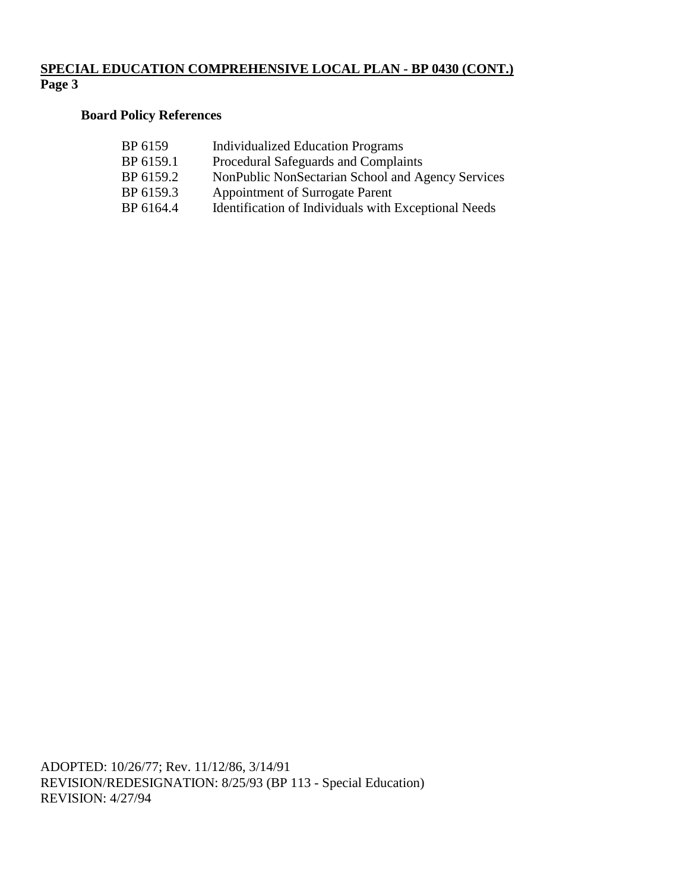**Board Policy References**

| | |
|---|---|
| BP 6159 | Individualized Education Programs |
| BP 6159.1 | Procedural Safeguards and Complaints |
| BP 6159.2 | NonPublic NonSectarian School and Agency Services |
| BP 6159.3 | Appointment of Surrogate Parent |
| BP 6164.4 | Identification of Individuals with Exceptional Needs |

ADOPTED: 10/26/77; Rev. 11/12/86, 3/14/91
REVISION/REDESIGNATION: 8/25/93 (BP 113 - Special Education)
REVISION: 4/27/94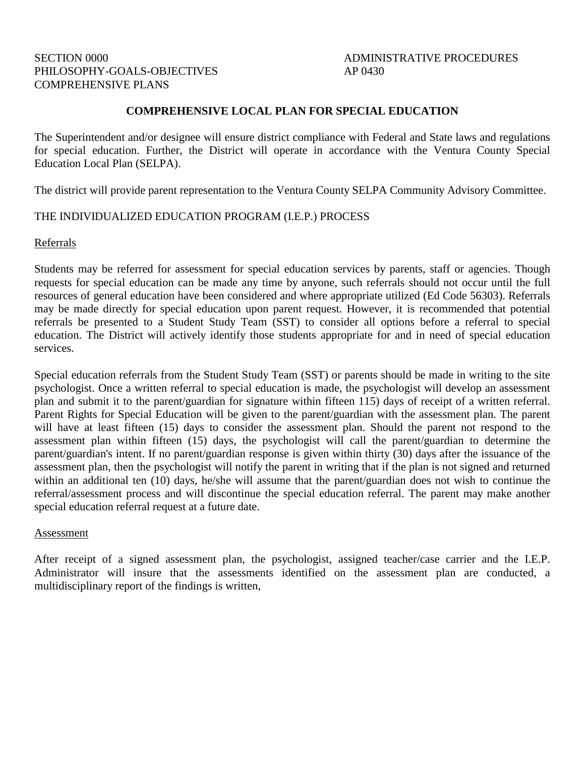SECTION 0000
PHILOSOPHY-GOALS-OBJECTIVES
COMPREHENSIVE PLANS

ADMINISTRATIVE PROCEDURES
AP 0430

## COMPREHENSIVE LOCAL PLAN FOR SPECIAL EDUCATION

The Superintendent and/or designee will ensure district compliance with Federal and State laws and regulations for special education. Further, the District will operate in accordance with the Ventura County Special Education Local Plan (SELPA).

The district will provide parent representation to the Ventura County SELPA Community Advisory Committee.

THE INDIVIDUALIZED EDUCATION PROGRAM (I.E.P.) PROCESS

Referrals

Students may be referred for assessment for special education services by parents, staff or agencies. Though requests for special education can be made any time by anyone, such referrals should not occur until the full resources of general education have been considered and where appropriate utilized (Ed Code 56303). Referrals may be made directly for special education upon parent request. However, it is recommended that potential referrals be presented to a Student Study Team (SST) to consider all options before a referral to special education. The District will actively identify those students appropriate for and in need of special education services.

Special education referrals from the Student Study Team (SST) or parents should be made in writing to the site psychologist. Once a written referral to special education is made, the psychologist will develop an assessment plan and submit it to the parent/guardian for signature within fifteen 115) days of receipt of a written referral. Parent Rights for Special Education will be given to the parent/guardian with the assessment plan. The parent will have at least fifteen (15) days to consider the assessment plan. Should the parent not respond to the assessment plan within fifteen (15) days, the psychologist will call the parent/guardian to determine the parent/guardian's intent. If no parent/guardian response is given within thirty (30) days after the issuance of the assessment plan, then the psychologist will notify the parent in writing that if the plan is not signed and returned within an additional ten (10) days, he/she will assume that the parent/guardian does not wish to continue the referral/assessment process and will discontinue the special education referral. The parent may make another special education referral request at a future date.

Assessment

After receipt of a signed assessment plan, the psychologist, assigned teacher/case carrier and the I.E.P. Administrator will insure that the assessments identified on the assessment plan are conducted, a multidisciplinary report of the findings is written,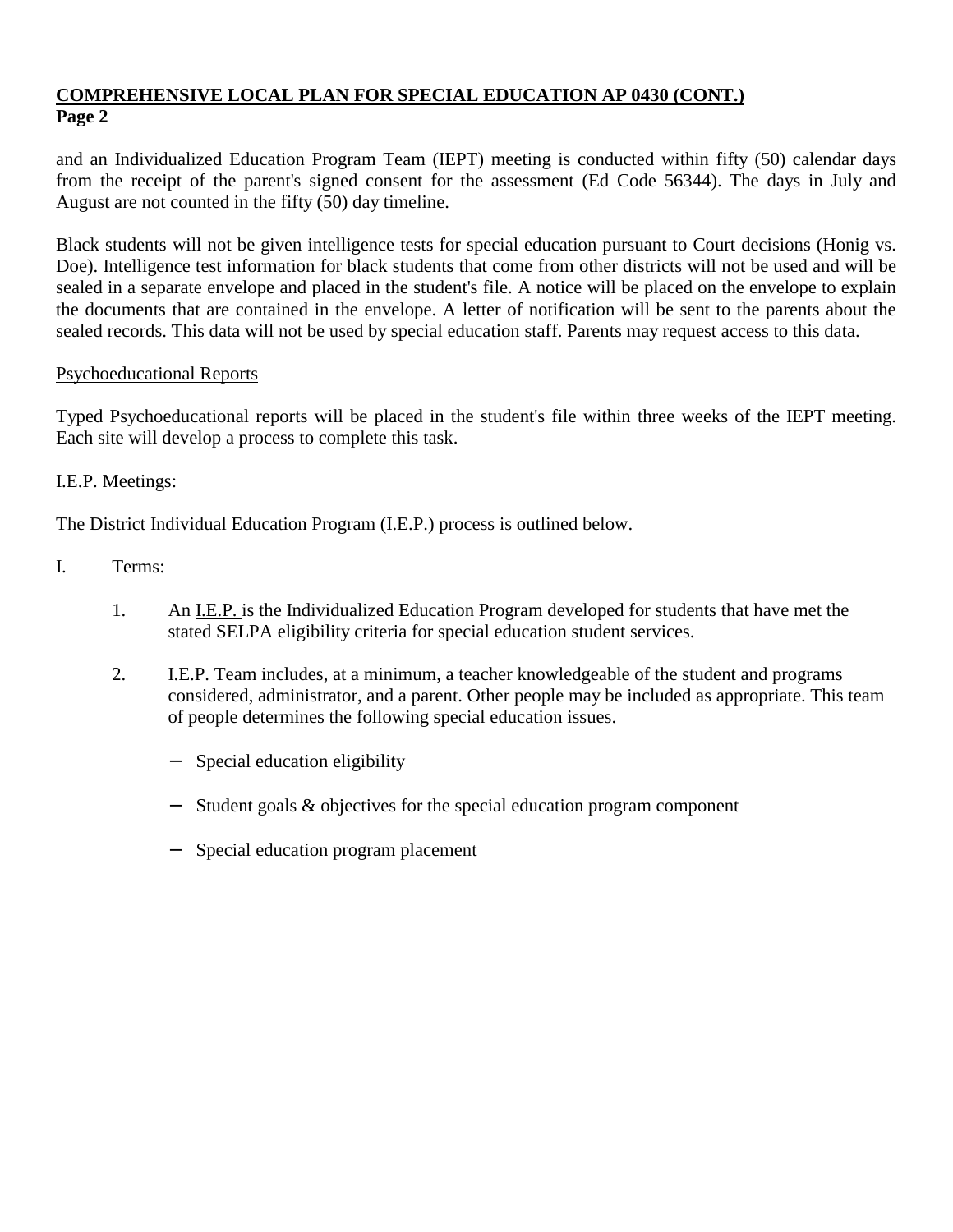and an Individualized Education Program Team (IEPT) meeting is conducted within fifty (50) calendar days from the receipt of the parent's signed consent for the assessment (Ed Code 56344). The days in July and August are not counted in the fifty (50) day timeline.

Black students will not be given intelligence tests for special education pursuant to Court decisions (Honig vs. Doe). Intelligence test information for black students that come from other districts will not be used and will be sealed in a separate envelope and placed in the student's file. A notice will be placed on the envelope to explain the documents that are contained in the envelope. A letter of notification will be sent to the parents about the sealed records. This data will not be used by special education staff. Parents may request access to this data.

<u>Psychoeducational Reports</u>

Typed Psychoeducational reports will be placed in the student's file within three weeks of the IEPT meeting. Each site will develop a process to complete this task.

<u>I.E.P. Meetings</u>:

The District Individual Education Program (I.E.P.) process is outlined below.

I. Terms:

1. An <u>I.E.P.</u> is the Individualized Education Program developed for students that have met the stated SELPA eligibility criteria for special education student services.

2. <u>I.E.P. Team</u> includes, at a minimum, a teacher knowledgeable of the student and programs considered, administrator, and a parent. Other people may be included as appropriate. This team of people determines the following special education issues.

   - Special education eligibility
   - Student goals & objectives for the special education program component
   - Special education program placement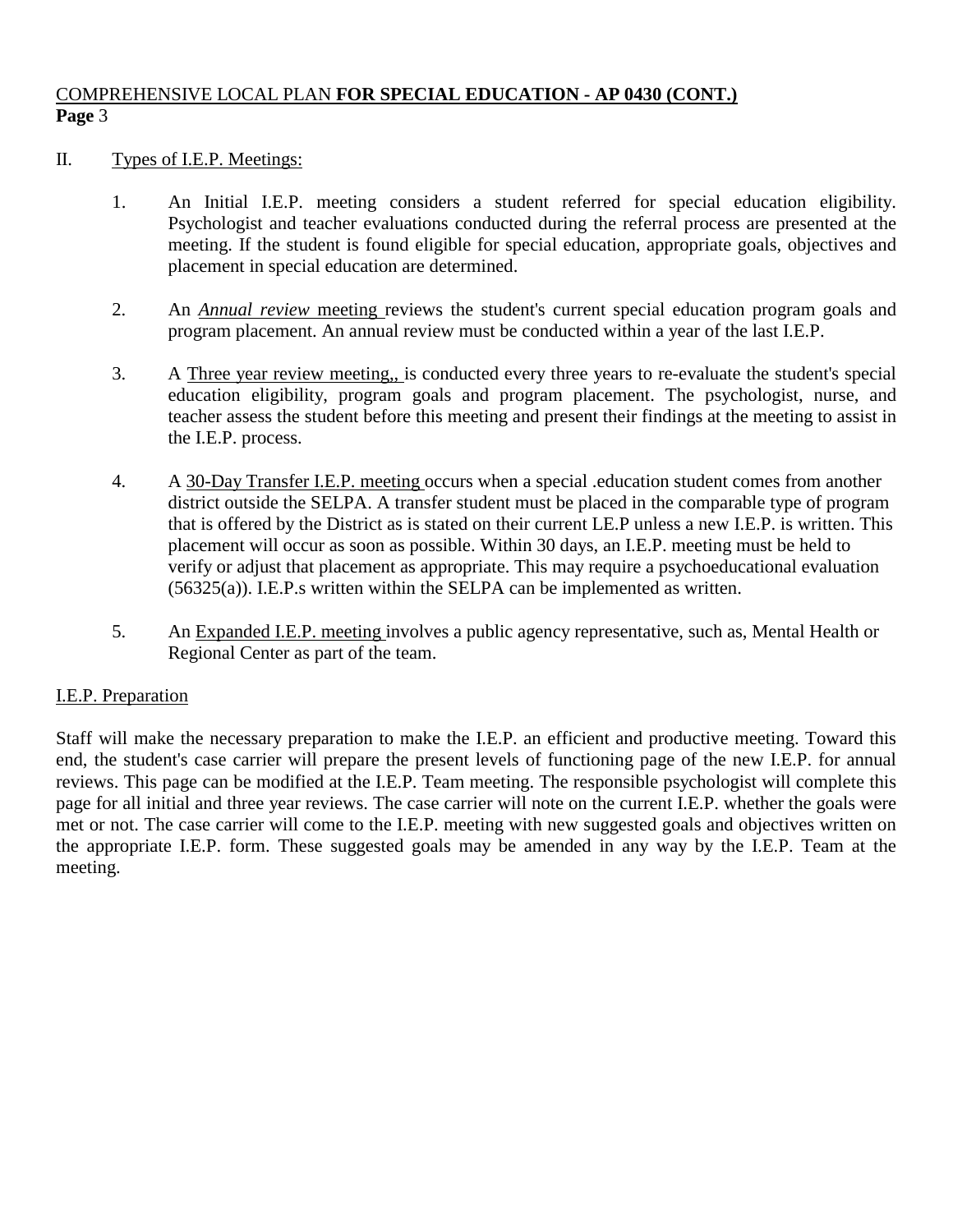COMPREHENSIVE LOCAL PLAN **FOR SPECIAL EDUCATION - AP 0430 (CONT.)**

II. Types of I.E.P. Meetings:

1. An Initial I.E.P. meeting considers a student referred for special education eligibility. Psychologist and teacher evaluations conducted during the referral process are presented at the meeting. If the student is found eligible for special education, appropriate goals, objectives and placement in special education are determined.

2. An *Annual review* meeting reviews the student's current special education program goals and program placement. An annual review must be conducted within a year of the last I.E.P.

3. A Three year review meeting,, is conducted every three years to re-evaluate the student's special education eligibility, program goals and program placement. The psychologist, nurse, and teacher assess the student before this meeting and present their findings at the meeting to assist in the I.E.P. process.

4. A 30-Day Transfer I.E.P. meeting occurs when a special .education student comes from another district outside the SELPA. A transfer student must be placed in the comparable type of program that is offered by the District as is stated on their current LE.P unless a new I.E.P. is written. This placement will occur as soon as possible. Within 30 days, an I.E.P. meeting must be held to verify or adjust that placement as appropriate. This may require a psychoeducational evaluation (56325(a)). I.E.P.s written within the SELPA can be implemented as written.

5. An Expanded I.E.P. meeting involves a public agency representative, such as, Mental Health or Regional Center as part of the team.

I.E.P. Preparation

Staff will make the necessary preparation to make the I.E.P. an efficient and productive meeting. Toward this end, the student's case carrier will prepare the present levels of functioning page of the new I.E.P. for annual reviews. This page can be modified at the I.E.P. Team meeting. The responsible psychologist will complete this page for all initial and three year reviews. The case carrier will note on the current I.E.P. whether the goals were met or not. The case carrier will come to the I.E.P. meeting with new suggested goals and objectives written on the appropriate I.E.P. form. These suggested goals may be amended in any way by the I.E.P. Team at the meeting.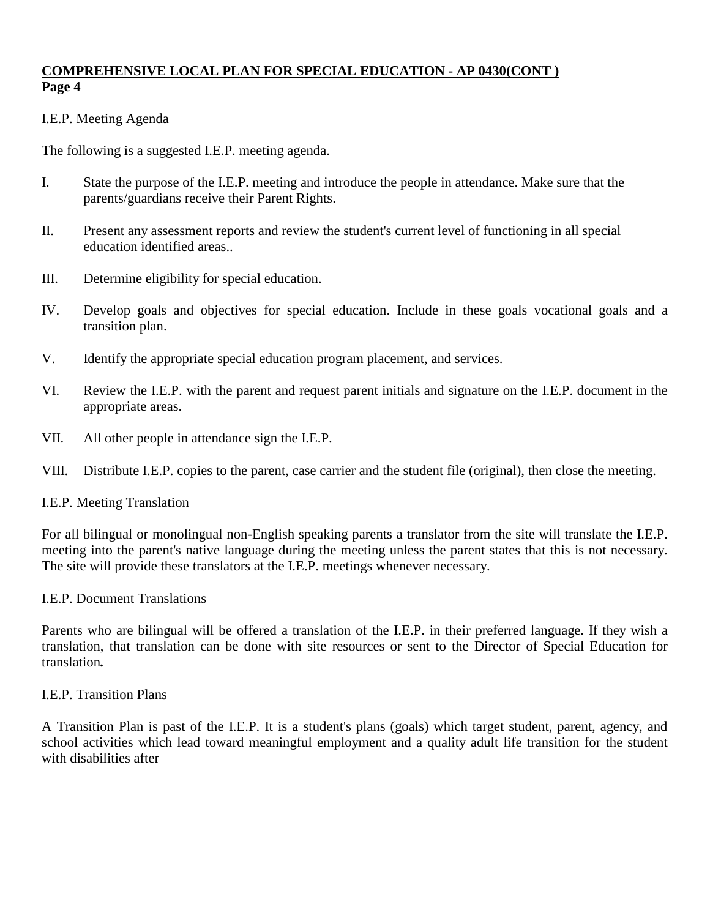**COMPREHENSIVE LOCAL PLAN FOR SPECIAL EDUCATION - AP 0430(CONT )**
**Page 4**

I.E.P. Meeting Agenda

The following is a suggested I.E.P. meeting agenda.

I. State the purpose of the I.E.P. meeting and introduce the people in attendance. Make sure that the parents/guardians receive their Parent Rights.

II. Present any assessment reports and review the student's current level of functioning in all special education identified areas..

III. Determine eligibility for special education.

IV. Develop goals and objectives for special education. Include in these goals vocational goals and a transition plan.

V. Identify the appropriate special education program placement, and services.

VI. Review the I.E.P. with the parent and request parent initials and signature on the I.E.P. document in the appropriate areas.

VII. All other people in attendance sign the I.E.P.

VIII. Distribute I.E.P. copies to the parent, case carrier and the student file (original), then close the meeting.

I.E.P. Meeting Translation

For all bilingual or monolingual non-English speaking parents a translator from the site will translate the I.E.P. meeting into the parent's native language during the meeting unless the parent states that this is not necessary. The site will provide these translators at the I.E.P. meetings whenever necessary.

I.E.P. Document Translations

Parents who are bilingual will be offered a translation of the I.E.P. in their preferred language. If they wish a translation, that translation can be done with site resources or sent to the Director of Special Education for translation**.**

I.E.P. Transition Plans

A Transition Plan is past of the I.E.P. It is a student's plans (goals) which target student, parent, agency, and school activities which lead toward meaningful employment and a quality adult life transition for the student with disabilities after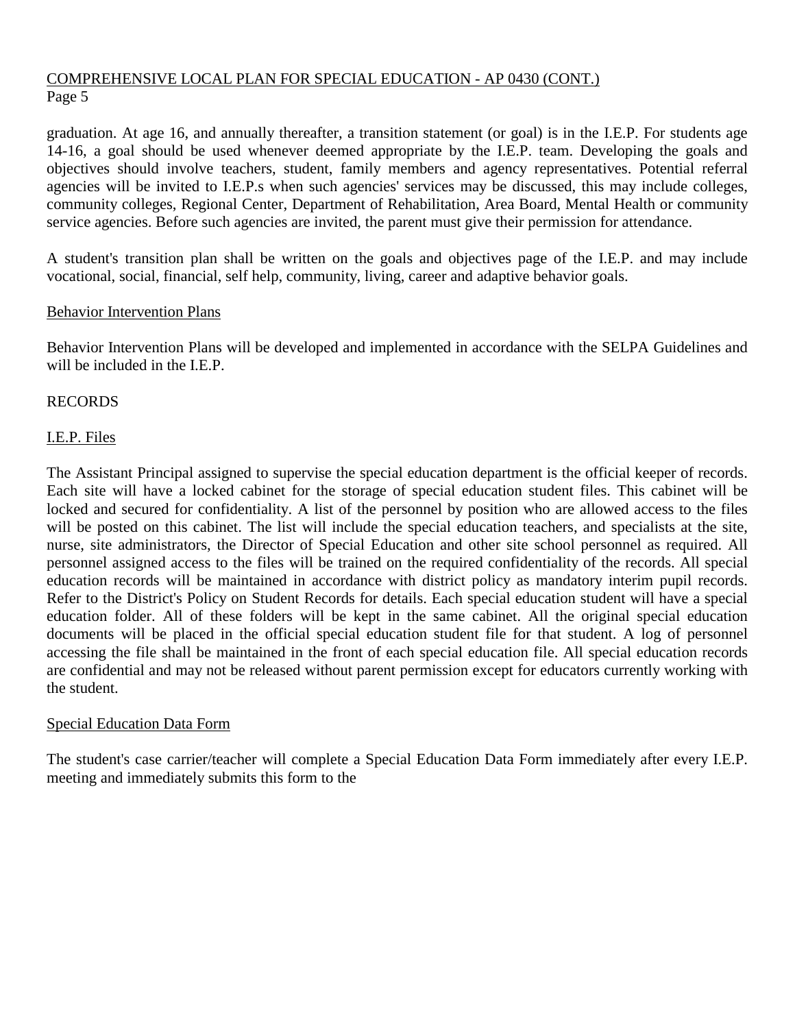graduation. At age 16, and annually thereafter, a transition statement (or goal) is in the I.E.P. For students age 14-16, a goal should be used whenever deemed appropriate by the I.E.P. team. Developing the goals and objectives should involve teachers, student, family members and agency representatives. Potential referral agencies will be invited to I.E.P.s when such agencies' services may be discussed, this may include colleges, community colleges, Regional Center, Department of Rehabilitation, Area Board, Mental Health or community service agencies. Before such agencies are invited, the parent must give their permission for attendance.

A student's transition plan shall be written on the goals and objectives page of the I.E.P. and may include vocational, social, financial, self help, community, living, career and adaptive behavior goals.

### Behavior Intervention Plans

Behavior Intervention Plans will be developed and implemented in accordance with the SELPA Guidelines and will be included in the I.E.P.

## RECORDS

### I.E.P. Files

The Assistant Principal assigned to supervise the special education department is the official keeper of records. Each site will have a locked cabinet for the storage of special education student files. This cabinet will be locked and secured for confidentiality. A list of the personnel by position who are allowed access to the files will be posted on this cabinet. The list will include the special education teachers, and specialists at the site, nurse, site administrators, the Director of Special Education and other site school personnel as required. All personnel assigned access to the files will be trained on the required confidentiality of the records. All special education records will be maintained in accordance with district policy as mandatory interim pupil records. Refer to the District's Policy on Student Records for details. Each special education student will have a special education folder. All of these folders will be kept in the same cabinet. All the original special education documents will be placed in the official special education student file for that student. A log of personnel accessing the file shall be maintained in the front of each special education file. All special education records are confidential and may not be released without parent permission except for educators currently working with the student.

### Special Education Data Form

The student's case carrier/teacher will complete a Special Education Data Form immediately after every I.E.P. meeting and immediately submits this form to the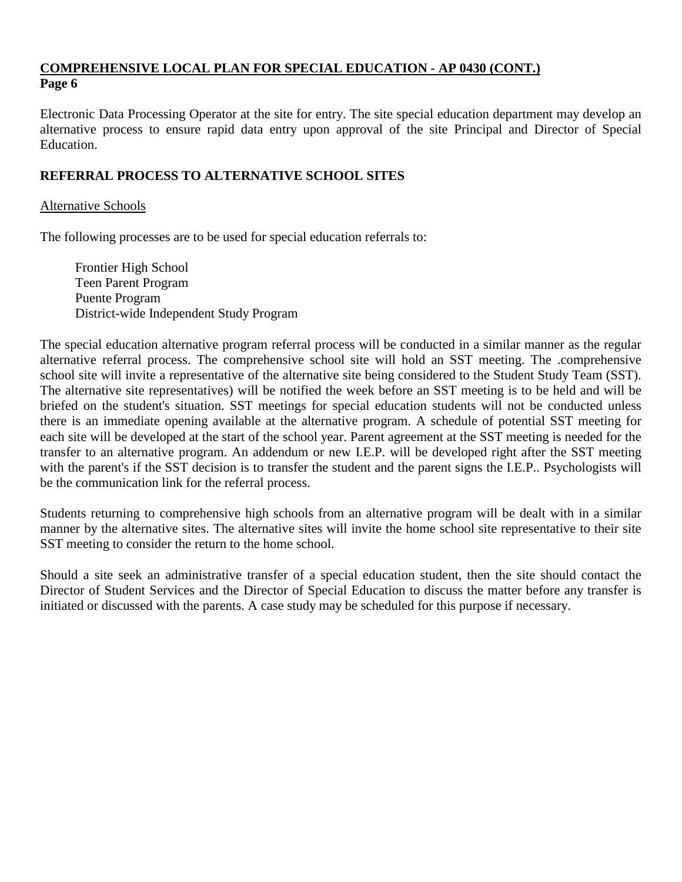Electronic Data Processing Operator at the site for entry. The site special education department may develop an alternative process to ensure rapid data entry upon approval of the site Principal and Director of Special Education.

## REFERRAL PROCESS TO ALTERNATIVE SCHOOL SITES

Alternative Schools

The following processes are to be used for special education referrals to:

Frontier High School
Teen Parent Program
Puente Program
District-wide Independent Study Program

The special education alternative program referral process will be conducted in a similar manner as the regular alternative referral process. The comprehensive school site will hold an SST meeting. The .comprehensive school site will invite a representative of the alternative site being considered to the Student Study Team (SST). The alternative site representatives) will be notified the week before an SST meeting is to be held and will be briefed on the student's situation. SST meetings for special education students will not be conducted unless there is an immediate opening available at the alternative program. A schedule of potential SST meeting for each site will be developed at the start of the school year. Parent agreement at the SST meeting is needed for the transfer to an alternative program. An addendum or new I.E.P. will be developed right after the SST meeting with the parent's if the SST decision is to transfer the student and the parent signs the I.E.P.. Psychologists will be the communication link for the referral process.

Students returning to comprehensive high schools from an alternative program will be dealt with in a similar manner by the alternative sites. The alternative sites will invite the home school site representative to their site SST meeting to consider the return to the home school.

Should a site seek an administrative transfer of a special education student, then the site should contact the Director of Student Services and the Director of Special Education to discuss the matter before any transfer is initiated or discussed with the parents. A case study may be scheduled for this purpose if necessary.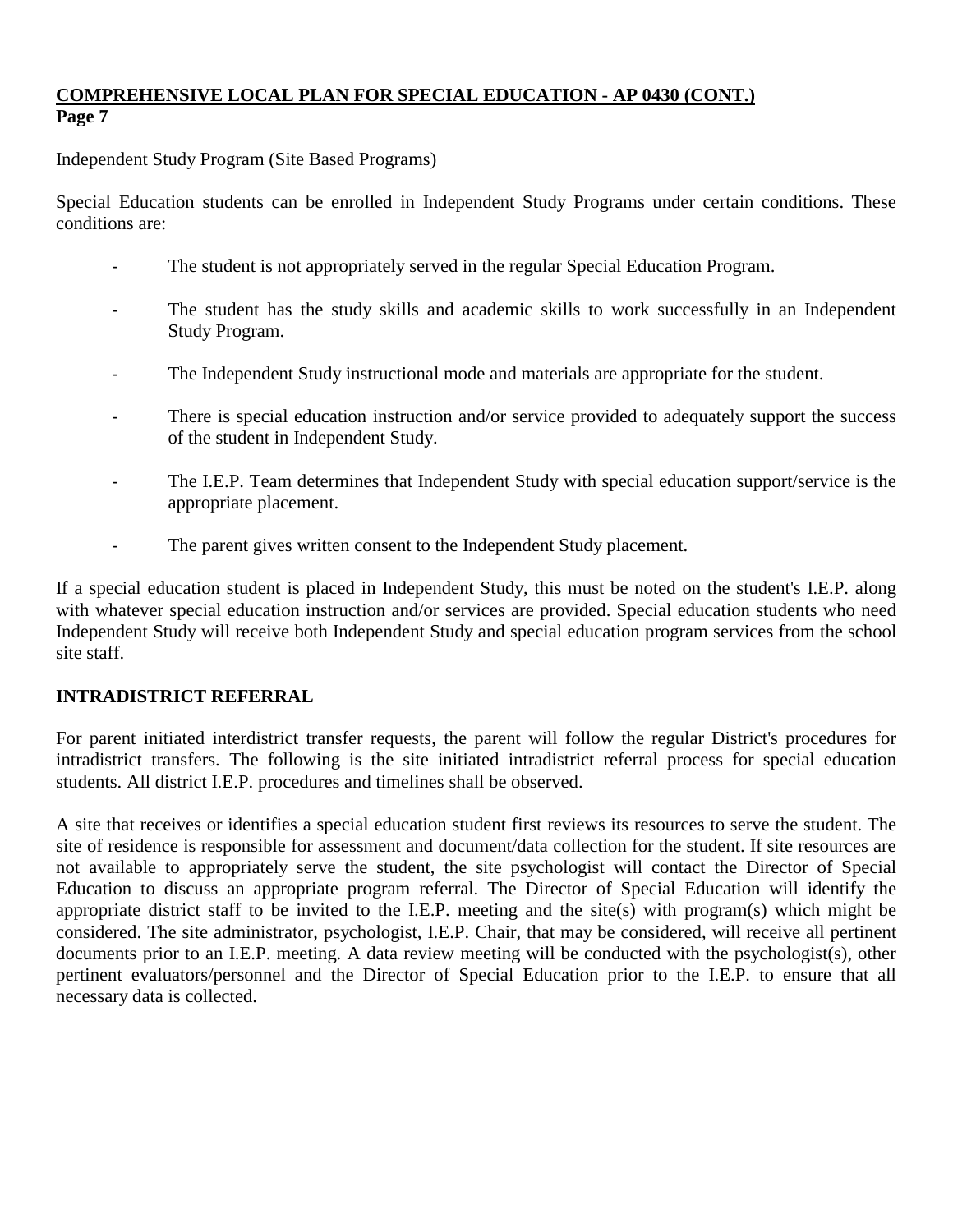**COMPREHENSIVE LOCAL PLAN FOR SPECIAL EDUCATION - AP 0430 (CONT.)**

Independent Study Program (Site Based Programs)

Special Education students can be enrolled in Independent Study Programs under certain conditions. These conditions are:

- The student is not appropriately served in the regular Special Education Program.
- The student has the study skills and academic skills to work successfully in an Independent Study Program.
- The Independent Study instructional mode and materials are appropriate for the student.
- There is special education instruction and/or service provided to adequately support the success of the student in Independent Study.
- The I.E.P. Team determines that Independent Study with special education support/service is the appropriate placement.
- The parent gives written consent to the Independent Study placement.

If a special education student is placed in Independent Study, this must be noted on the student's I.E.P. along with whatever special education instruction and/or services are provided. Special education students who need Independent Study will receive both Independent Study and special education program services from the school site staff.

## INTRADISTRICT REFERRAL

For parent initiated interdistrict transfer requests, the parent will follow the regular District's procedures for intradistrict transfers. The following is the site initiated intradistrict referral process for special education students. All district I.E.P. procedures and timelines shall be observed.

A site that receives or identifies a special education student first reviews its resources to serve the student. The site of residence is responsible for assessment and document/data collection for the student. If site resources are not available to appropriately serve the student, the site psychologist will contact the Director of Special Education to discuss an appropriate program referral. The Director of Special Education will identify the appropriate district staff to be invited to the I.E.P. meeting and the site(s) with program(s) which might be considered. The site administrator, psychologist, I.E.P. Chair, that may be considered, will receive all pertinent documents prior to an I.E.P. meeting. A data review meeting will be conducted with the psychologist(s), other pertinent evaluators/personnel and the Director of Special Education prior to the I.E.P. to ensure that all necessary data is collected.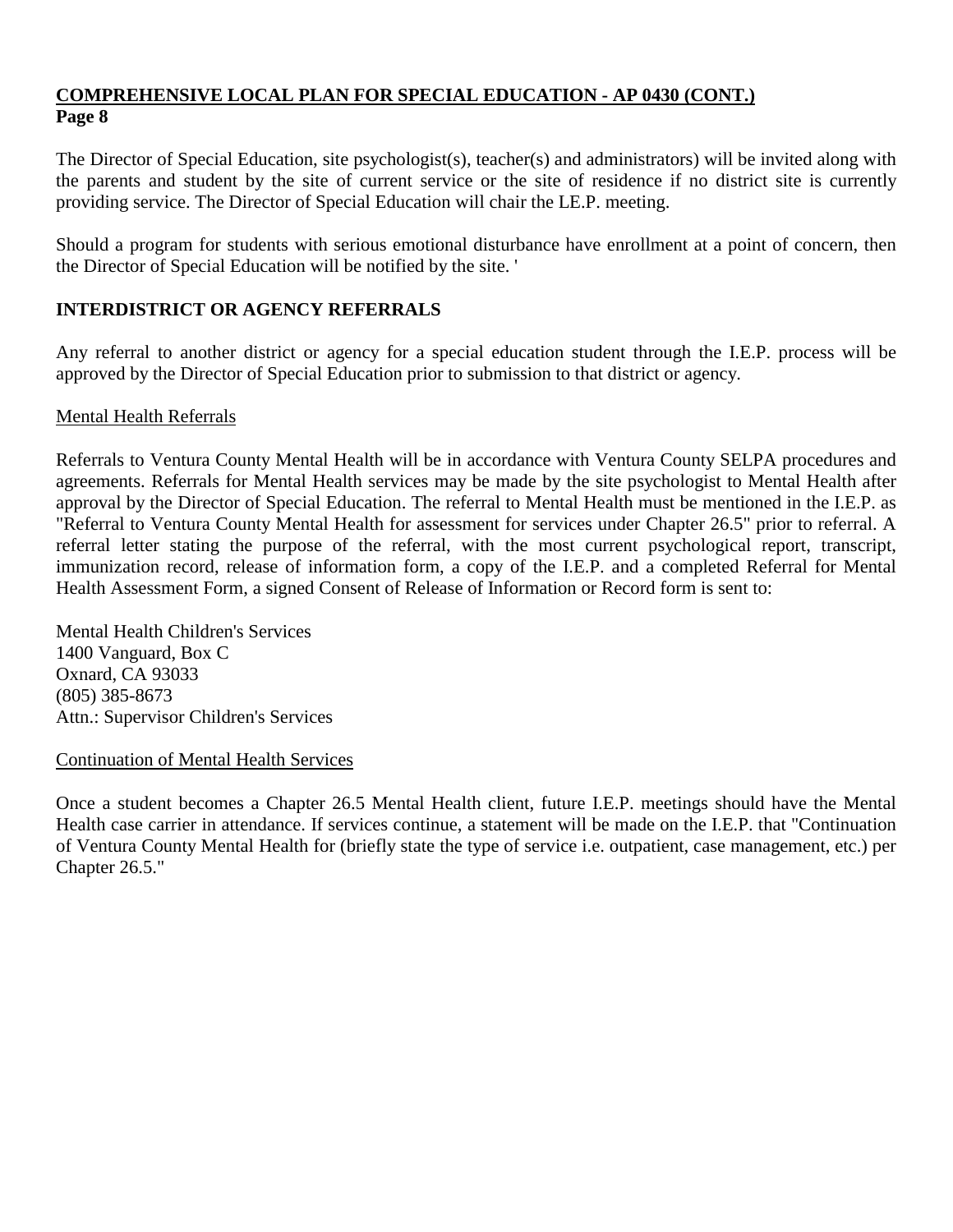## COMPREHENSIVE LOCAL PLAN FOR SPECIAL EDUCATION - AP 0430 (CONT.)

**Page 8**

The Director of Special Education, site psychologist(s), teacher(s) and administrators) will be invited along with the parents and student by the site of current service or the site of residence if no district site is currently providing service. The Director of Special Education will chair the LE.P. meeting.

Should a program for students with serious emotional disturbance have enrollment at a point of concern, then the Director of Special Education will be notified by the site. '

### INTERDISTRICT OR AGENCY REFERRALS

Any referral to another district or agency for a special education student through the I.E.P. process will be approved by the Director of Special Education prior to submission to that district or agency.

Mental Health Referrals

Referrals to Ventura County Mental Health will be in accordance with Ventura County SELPA procedures and agreements. Referrals for Mental Health services may be made by the site psychologist to Mental Health after approval by the Director of Special Education. The referral to Mental Health must be mentioned in the I.E.P. as "Referral to Ventura County Mental Health for assessment for services under Chapter 26.5" prior to referral. A referral letter stating the purpose of the referral, with the most current psychological report, transcript, immunization record, release of information form, a copy of the I.E.P. and a completed Referral for Mental Health Assessment Form, a signed Consent of Release of Information or Record form is sent to:

Mental Health Children's Services
1400 Vanguard, Box C
Oxnard, CA 93033
(805) 385-8673
Attn.: Supervisor Children's Services

Continuation of Mental Health Services

Once a student becomes a Chapter 26.5 Mental Health client, future I.E.P. meetings should have the Mental Health case carrier in attendance. If services continue, a statement will be made on the I.E.P. that "Continuation of Ventura County Mental Health for (briefly state the type of service i.e. outpatient, case management, etc.) per Chapter 26.5."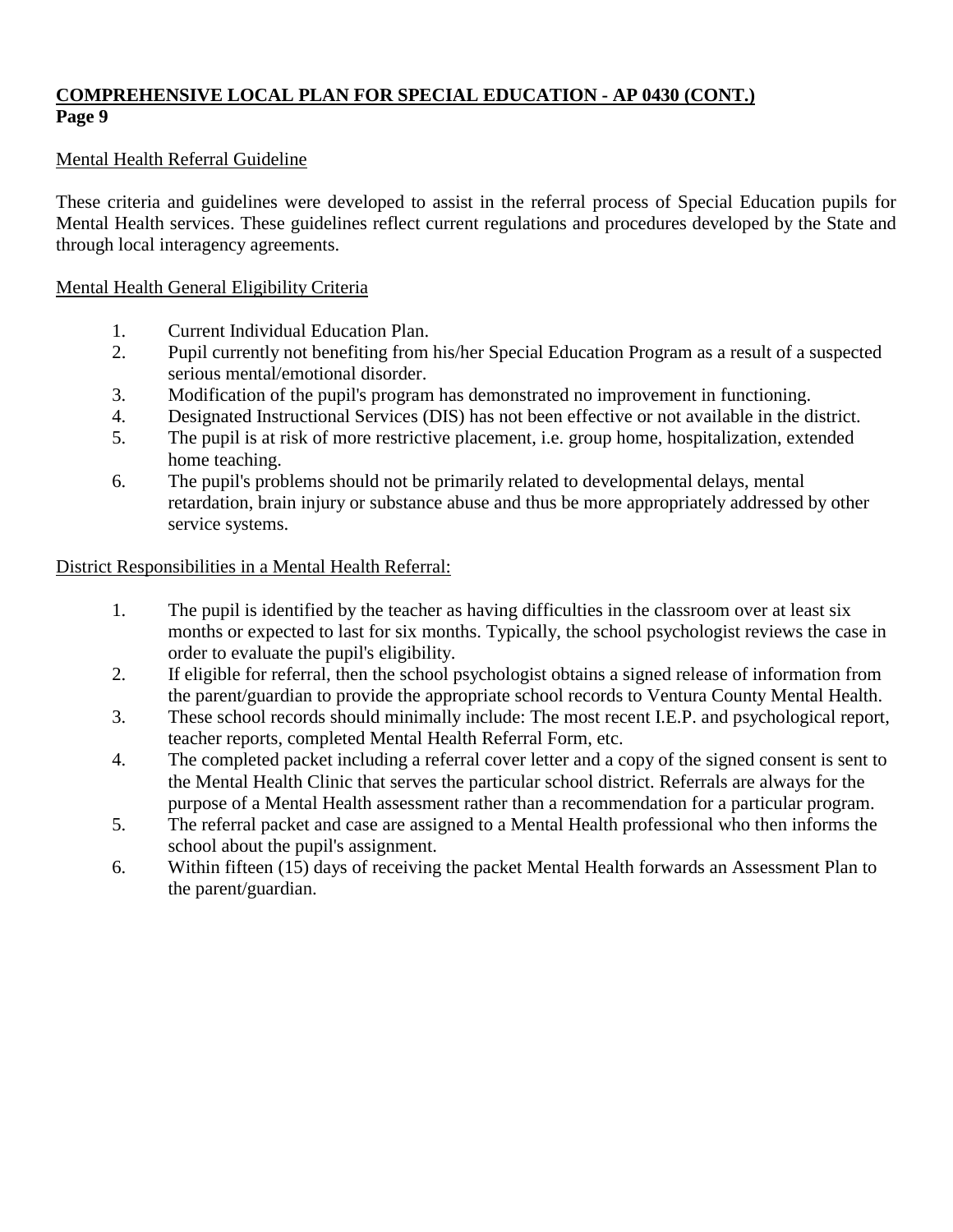Mental Health Referral Guideline

These criteria and guidelines were developed to assist in the referral process of Special Education pupils for Mental Health services. These guidelines reflect current regulations and procedures developed by the State and through local interagency agreements.

Mental Health General Eligibility Criteria

1. Current Individual Education Plan.
2. Pupil currently not benefiting from his/her Special Education Program as a result of a suspected serious mental/emotional disorder.
3. Modification of the pupil's program has demonstrated no improvement in functioning.
4. Designated Instructional Services (DIS) has not been effective or not available in the district.
5. The pupil is at risk of more restrictive placement, i.e. group home, hospitalization, extended home teaching.
6. The pupil's problems should not be primarily related to developmental delays, mental retardation, brain injury or substance abuse and thus be more appropriately addressed by other service systems.

District Responsibilities in a Mental Health Referral:

1. The pupil is identified by the teacher as having difficulties in the classroom over at least six months or expected to last for six months. Typically, the school psychologist reviews the case in order to evaluate the pupil's eligibility.
2. If eligible for referral, then the school psychologist obtains a signed release of information from the parent/guardian to provide the appropriate school records to Ventura County Mental Health.
3. These school records should minimally include: The most recent I.E.P. and psychological report, teacher reports, completed Mental Health Referral Form, etc.
4. The completed packet including a referral cover letter and a copy of the signed consent is sent to the Mental Health Clinic that serves the particular school district. Referrals are always for the purpose of a Mental Health assessment rather than a recommendation for a particular program.
5. The referral packet and case are assigned to a Mental Health professional who then informs the school about the pupil's assignment.
6. Within fifteen (15) days of receiving the packet Mental Health forwards an Assessment Plan to the parent/guardian.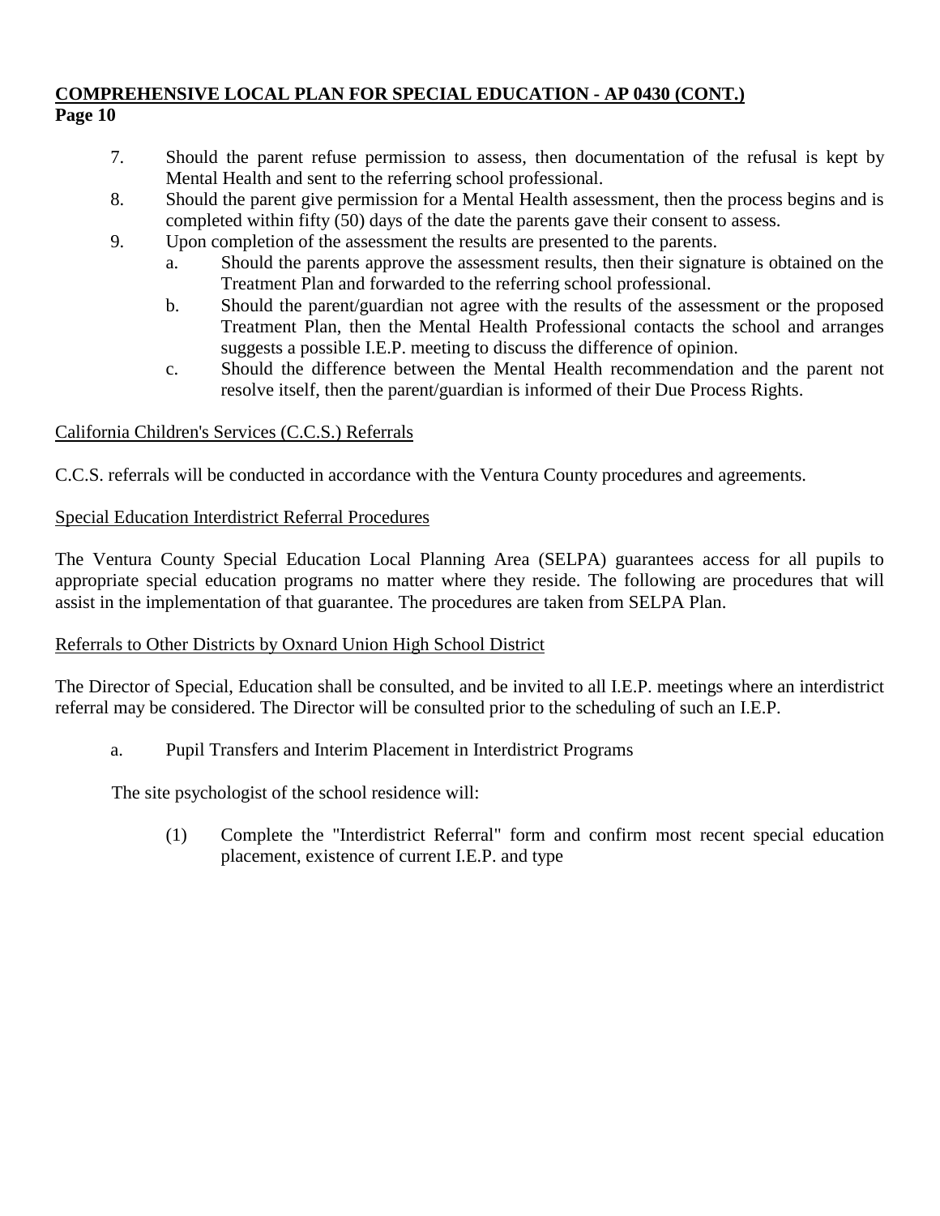7. Should the parent refuse permission to assess, then documentation of the refusal is kept by Mental Health and sent to the referring school professional.
8. Should the parent give permission for a Mental Health assessment, then the process begins and is completed within fifty (50) days of the date the parents gave their consent to assess.
9. Upon completion of the assessment the results are presented to the parents.
   a. Should the parents approve the assessment results, then their signature is obtained on the Treatment Plan and forwarded to the referring school professional.
   b. Should the parent/guardian not agree with the results of the assessment or the proposed Treatment Plan, then the Mental Health Professional contacts the school and arranges suggests a possible I.E.P. meeting to discuss the difference of opinion.
   c. Should the difference between the Mental Health recommendation and the parent not resolve itself, then the parent/guardian is informed of their Due Process Rights.

<u>California Children's Services (C.C.S.) Referrals</u>

C.C.S. referrals will be conducted in accordance with the Ventura County procedures and agreements.

<u>Special Education Interdistrict Referral Procedures</u>

The Ventura County Special Education Local Planning Area (SELPA) guarantees access for all pupils to appropriate special education programs no matter where they reside. The following are procedures that will assist in the implementation of that guarantee. The procedures are taken from SELPA Plan.

<u>Referrals to Other Districts by Oxnard Union High School District</u>

The Director of Special, Education shall be consulted, and be invited to all I.E.P. meetings where an interdistrict referral may be considered. The Director will be consulted prior to the scheduling of such an I.E.P.

a. Pupil Transfers and Interim Placement in Interdistrict Programs

The site psychologist of the school residence will:

(1) Complete the "Interdistrict Referral" form and confirm most recent special education placement, existence of current I.E.P. and type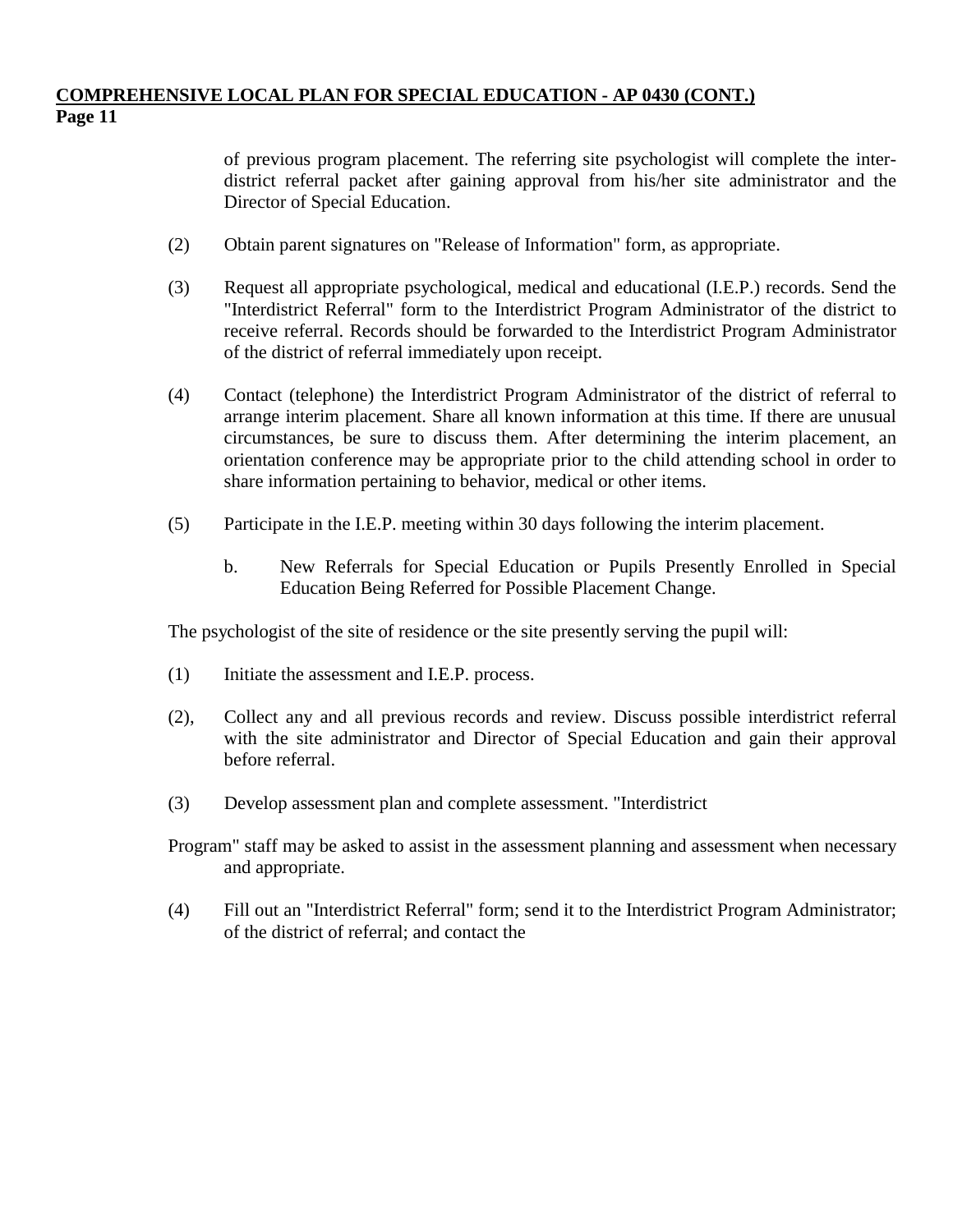of previous program placement. The referring site psychologist will complete the inter-district referral packet after gaining approval from his/her site administrator and the Director of Special Education.

(2) Obtain parent signatures on "Release of Information" form, as appropriate.

(3) Request all appropriate psychological, medical and educational (I.E.P.) records. Send the "Interdistrict Referral" form to the Interdistrict Program Administrator of the district to receive referral. Records should be forwarded to the Interdistrict Program Administrator of the district of referral immediately upon receipt.

(4) Contact (telephone) the Interdistrict Program Administrator of the district of referral to arrange interim placement. Share all known information at this time. If there are unusual circumstances, be sure to discuss them. After determining the interim placement, an orientation conference may be appropriate prior to the child attending school in order to share information pertaining to behavior, medical or other items.

(5) Participate in the I.E.P. meeting within 30 days following the interim placement.

b. New Referrals for Special Education or Pupils Presently Enrolled in Special Education Being Referred for Possible Placement Change.

The psychologist of the site of residence or the site presently serving the pupil will:

(1) Initiate the assessment and I.E.P. process.

(2), Collect any and all previous records and review. Discuss possible interdistrict referral with the site administrator and Director of Special Education and gain their approval before referral.

(3) Develop assessment plan and complete assessment. "Interdistrict

Program" staff may be asked to assist in the assessment planning and assessment when necessary and appropriate.

(4) Fill out an "Interdistrict Referral" form; send it to the Interdistrict Program Administrator; of the district of referral; and contact the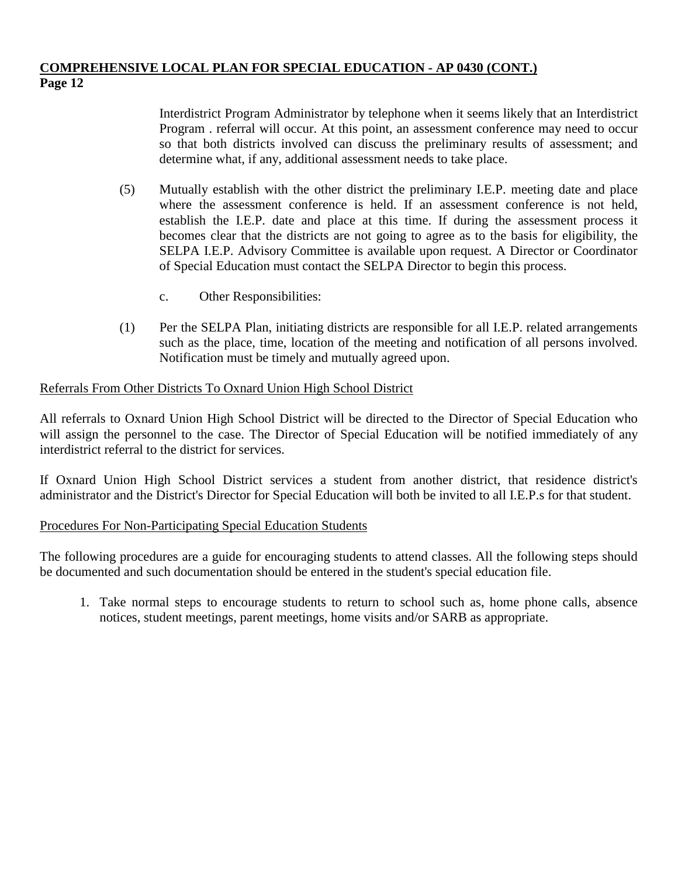Interdistrict Program Administrator by telephone when it seems likely that an Interdistrict Program . referral will occur. At this point, an assessment conference may need to occur so that both districts involved can discuss the preliminary results of assessment; and determine what, if any, additional assessment needs to take place.

(5) Mutually establish with the other district the preliminary I.E.P. meeting date and place where the assessment conference is held. If an assessment conference is not held, establish the I.E.P. date and place at this time. If during the assessment process it becomes clear that the districts are not going to agree as to the basis for eligibility, the SELPA I.E.P. Advisory Committee is available upon request. A Director or Coordinator of Special Education must contact the SELPA Director to begin this process.

c. Other Responsibilities:

(1) Per the SELPA Plan, initiating districts are responsible for all I.E.P. related arrangements such as the place, time, location of the meeting and notification of all persons involved. Notification must be timely and mutually agreed upon.

<u>Referrals From Other Districts To Oxnard Union High School District</u>

All referrals to Oxnard Union High School District will be directed to the Director of Special Education who will assign the personnel to the case. The Director of Special Education will be notified immediately of any interdistrict referral to the district for services.

If Oxnard Union High School District services a student from another district, that residence district's administrator and the District's Director for Special Education will both be invited to all I.E.P.s for that student.

<u>Procedures For Non-Participating Special Education Students</u>

The following procedures are a guide for encouraging students to attend classes. All the following steps should be documented and such documentation should be entered in the student's special education file.

1. Take normal steps to encourage students to return to school such as, home phone calls, absence notices, student meetings, parent meetings, home visits and/or SARB as appropriate.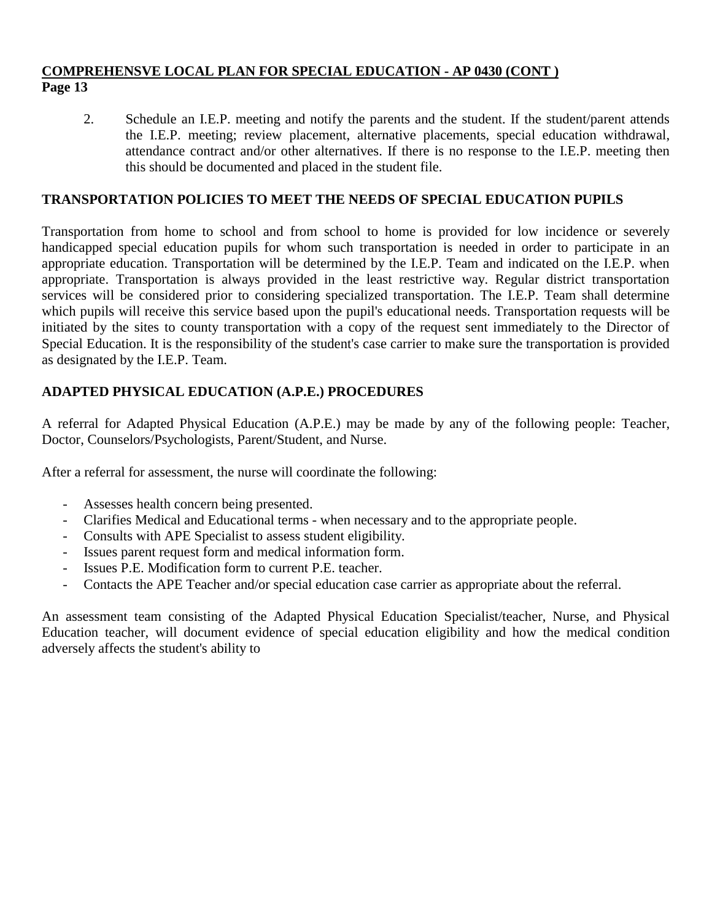2. Schedule an I.E.P. meeting and notify the parents and the student. If the student/parent attends the I.E.P. meeting; review placement, alternative placements, special education withdrawal, attendance contract and/or other alternatives. If there is no response to the I.E.P. meeting then this should be documented and placed in the student file.

## TRANSPORTATION POLICIES TO MEET THE NEEDS OF SPECIAL EDUCATION PUPILS

Transportation from home to school and from school to home is provided for low incidence or severely handicapped special education pupils for whom such transportation is needed in order to participate in an appropriate education. Transportation will be determined by the I.E.P. Team and indicated on the I.E.P. when appropriate. Transportation is always provided in the least restrictive way. Regular district transportation services will be considered prior to considering specialized transportation. The I.E.P. Team shall determine which pupils will receive this service based upon the pupil's educational needs. Transportation requests will be initiated by the sites to county transportation with a copy of the request sent immediately to the Director of Special Education. It is the responsibility of the student's case carrier to make sure the transportation is provided as designated by the I.E.P. Team.

## ADAPTED PHYSICAL EDUCATION (A.P.E.) PROCEDURES

A referral for Adapted Physical Education (A.P.E.) may be made by any of the following people: Teacher, Doctor, Counselors/Psychologists, Parent/Student, and Nurse.

After a referral for assessment, the nurse will coordinate the following:

- Assesses health concern being presented.
- Clarifies Medical and Educational terms - when necessary and to the appropriate people.
- Consults with APE Specialist to assess student eligibility.
- Issues parent request form and medical information form.
- Issues P.E. Modification form to current P.E. teacher.
- Contacts the APE Teacher and/or special education case carrier as appropriate about the referral.

An assessment team consisting of the Adapted Physical Education Specialist/teacher, Nurse, and Physical Education teacher, will document evidence of special education eligibility and how the medical condition adversely affects the student's ability to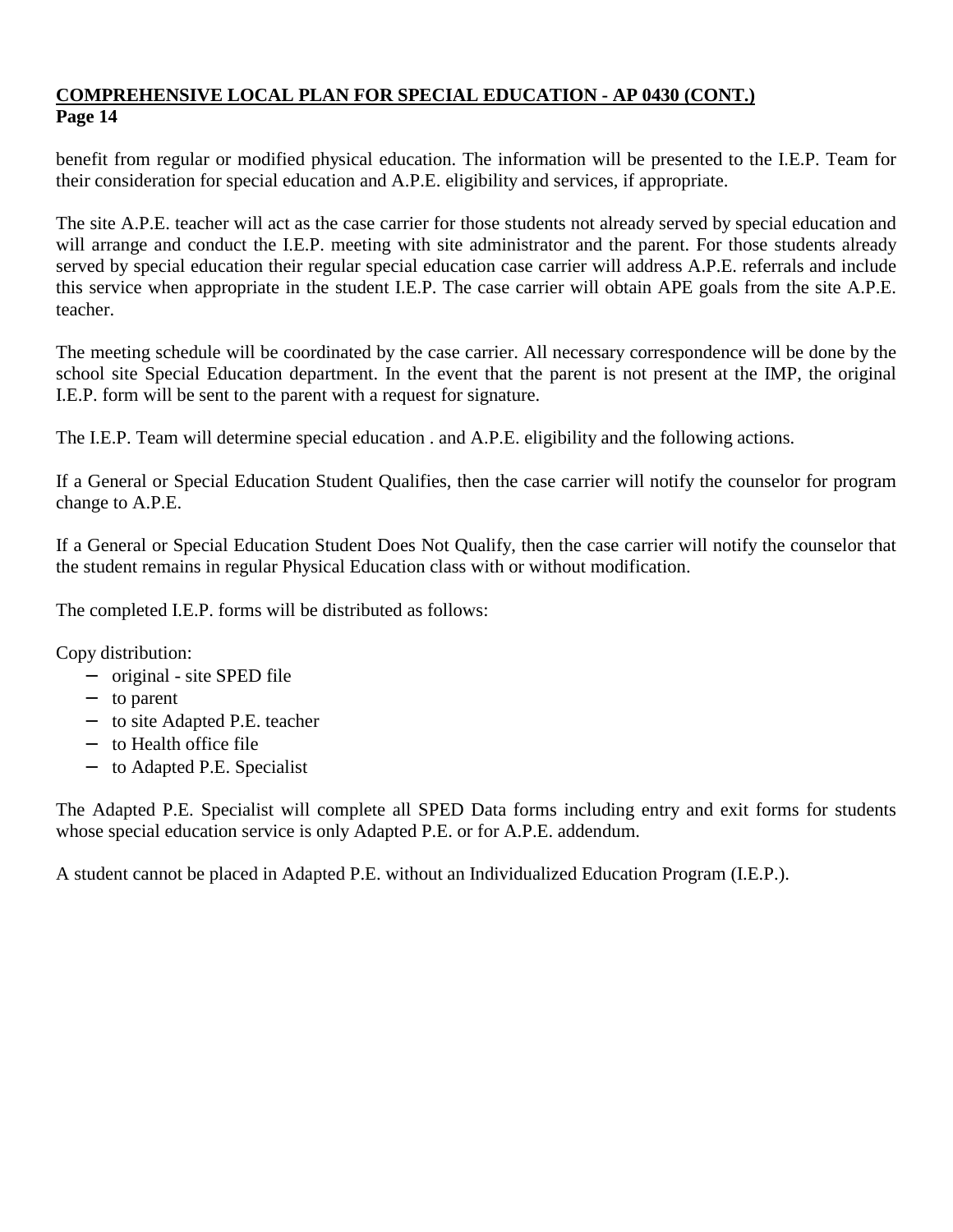benefit from regular or modified physical education. The information will be presented to the I.E.P. Team for their consideration for special education and A.P.E. eligibility and services, if appropriate.

The site A.P.E. teacher will act as the case carrier for those students not already served by special education and will arrange and conduct the I.E.P. meeting with site administrator and the parent. For those students already served by special education their regular special education case carrier will address A.P.E. referrals and include this service when appropriate in the student I.E.P. The case carrier will obtain APE goals from the site A.P.E. teacher.

The meeting schedule will be coordinated by the case carrier. All necessary correspondence will be done by the school site Special Education department. In the event that the parent is not present at the IMP, the original I.E.P. form will be sent to the parent with a request for signature.

The I.E.P. Team will determine special education . and A.P.E. eligibility and the following actions.

If a General or Special Education Student Qualifies, then the case carrier will notify the counselor for program change to A.P.E.

If a General or Special Education Student Does Not Qualify, then the case carrier will notify the counselor that the student remains in regular Physical Education class with or without modification.

The completed I.E.P. forms will be distributed as follows:

Copy distribution:

- original - site SPED file
- to parent
- to site Adapted P.E. teacher
- to Health office file
- to Adapted P.E. Specialist

The Adapted P.E. Specialist will complete all SPED Data forms including entry and exit forms for students whose special education service is only Adapted P.E. or for A.P.E. addendum.

A student cannot be placed in Adapted P.E. without an Individualized Education Program (I.E.P.).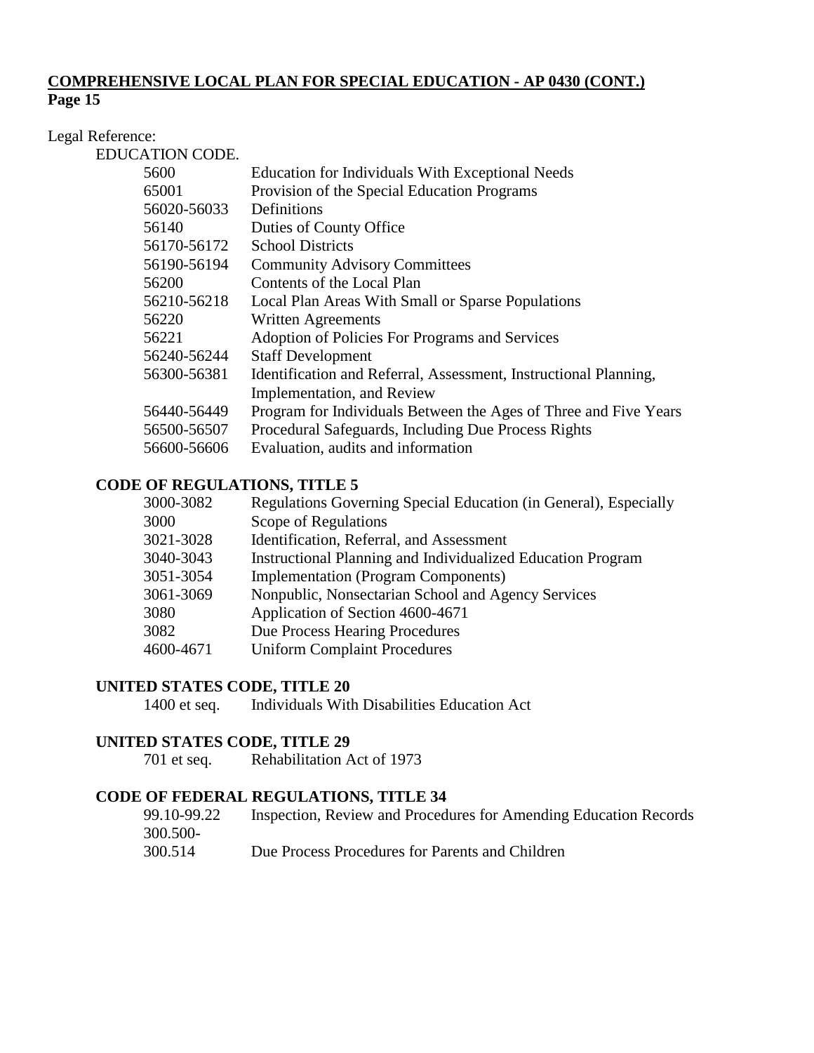**COMPREHENSIVE LOCAL PLAN FOR SPECIAL EDUCATION - AP 0430 (CONT.)**
**Page 15**

Legal Reference:

EDUCATION CODE.

| | |
|---|---|
| 5600 | Education for Individuals With Exceptional Needs |
| 65001 | Provision of the Special Education Programs |
| 56020-56033 | Definitions |
| 56140 | Duties of County Office |
| 56170-56172 | School Districts |
| 56190-56194 | Community Advisory Committees |
| 56200 | Contents of the Local Plan |
| 56210-56218 | Local Plan Areas With Small or Sparse Populations |
| 56220 | Written Agreements |
| 56221 | Adoption of Policies For Programs and Services |
| 56240-56244 | Staff Development |
| 56300-56381 | Identification and Referral, Assessment, Instructional Planning, Implementation, and Review |
| 56440-56449 | Program for Individuals Between the Ages of Three and Five Years |
| 56500-56507 | Procedural Safeguards, Including Due Process Rights |
| 56600-56606 | Evaluation, audits and information |

**CODE OF REGULATIONS, TITLE 5**

| | |
|---|---|
| 3000-3082 | Regulations Governing Special Education (in General), Especially |
| 3000 | Scope of Regulations |
| 3021-3028 | Identification, Referral, and Assessment |
| 3040-3043 | Instructional Planning and Individualized Education Program |
| 3051-3054 | Implementation (Program Components) |
| 3061-3069 | Nonpublic, Nonsectarian School and Agency Services |
| 3080 | Application of Section 4600-4671 |
| 3082 | Due Process Hearing Procedures |
| 4600-4671 | Uniform Complaint Procedures |

**UNITED STATES CODE, TITLE 20**

| | |
|---|---|
| 1400 et seq. | Individuals With Disabilities Education Act |

**UNITED STATES CODE, TITLE 29**

| | |
|---|---|
| 701 et seq. | Rehabilitation Act of 1973 |

**CODE OF FEDERAL REGULATIONS, TITLE 34**

| | |
|---|---|
| 99.10-99.22 | Inspection, Review and Procedures for Amending Education Records |
| 300.500-300.514 | Due Process Procedures for Parents and Children |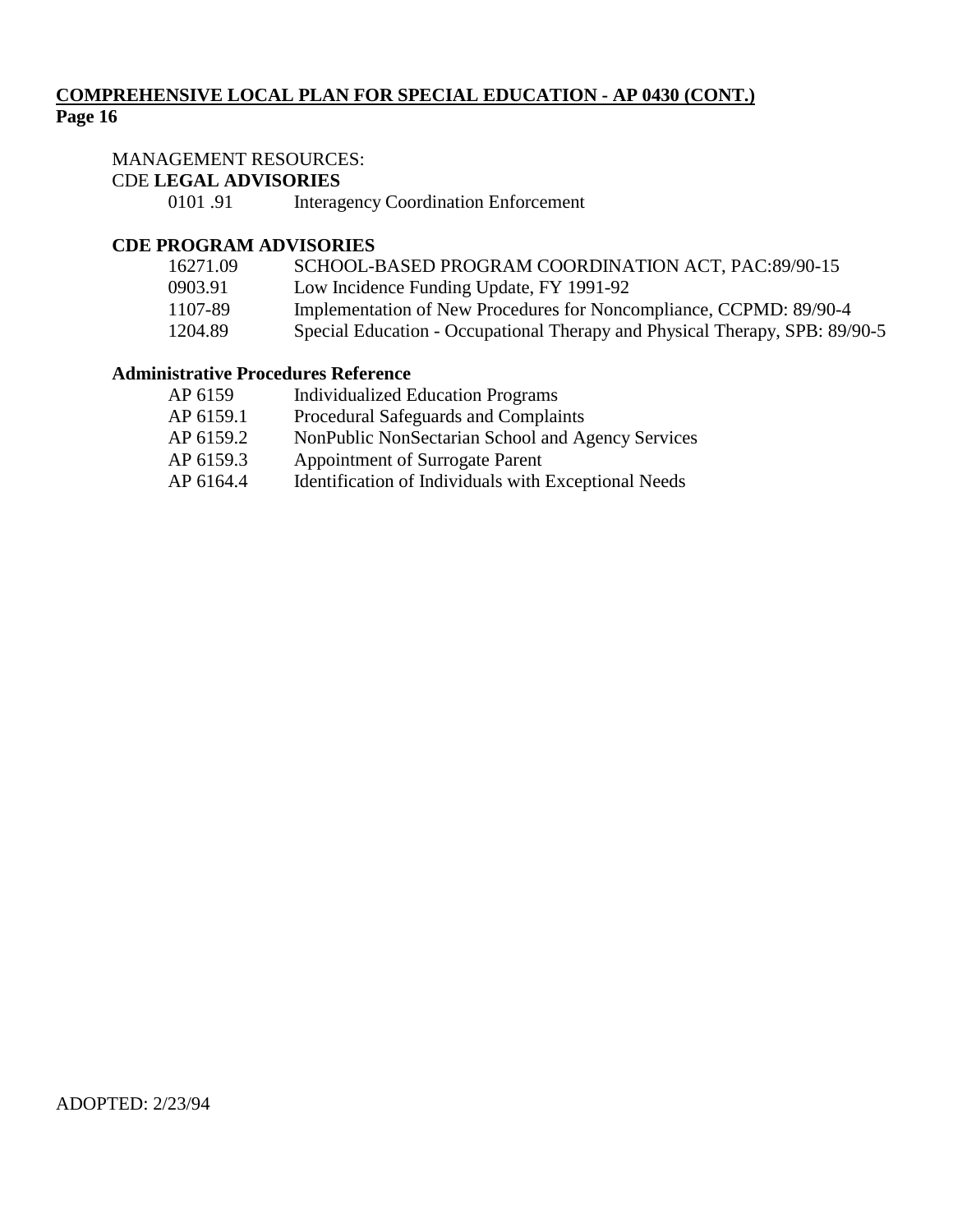**COMPREHENSIVE LOCAL PLAN FOR SPECIAL EDUCATION - AP 0430 (CONT.)**
**Page 16**

MANAGEMENT RESOURCES:

CDE **LEGAL ADVISORIES**

| | |
|---|---|
| 0101 .91 | Interagency Coordination Enforcement |

**CDE PROGRAM ADVISORIES**

| | |
|---|---|
| 16271.09 | SCHOOL-BASED PROGRAM COORDINATION ACT, PAC:89/90-15 |
| 0903.91 | Low Incidence Funding Update, FY 1991-92 |
| 1107-89 | Implementation of New Procedures for Noncompliance, CCPMD: 89/90-4 |
| 1204.89 | Special Education - Occupational Therapy and Physical Therapy, SPB: 89/90-5 |

**Administrative Procedures Reference**

| | |
|---|---|
| AP 6159 | Individualized Education Programs |
| AP 6159.1 | Procedural Safeguards and Complaints |
| AP 6159.2 | NonPublic NonSectarian School and Agency Services |
| AP 6159.3 | Appointment of Surrogate Parent |
| AP 6164.4 | Identification of Individuals with Exceptional Needs |

ADOPTED: 2/23/94